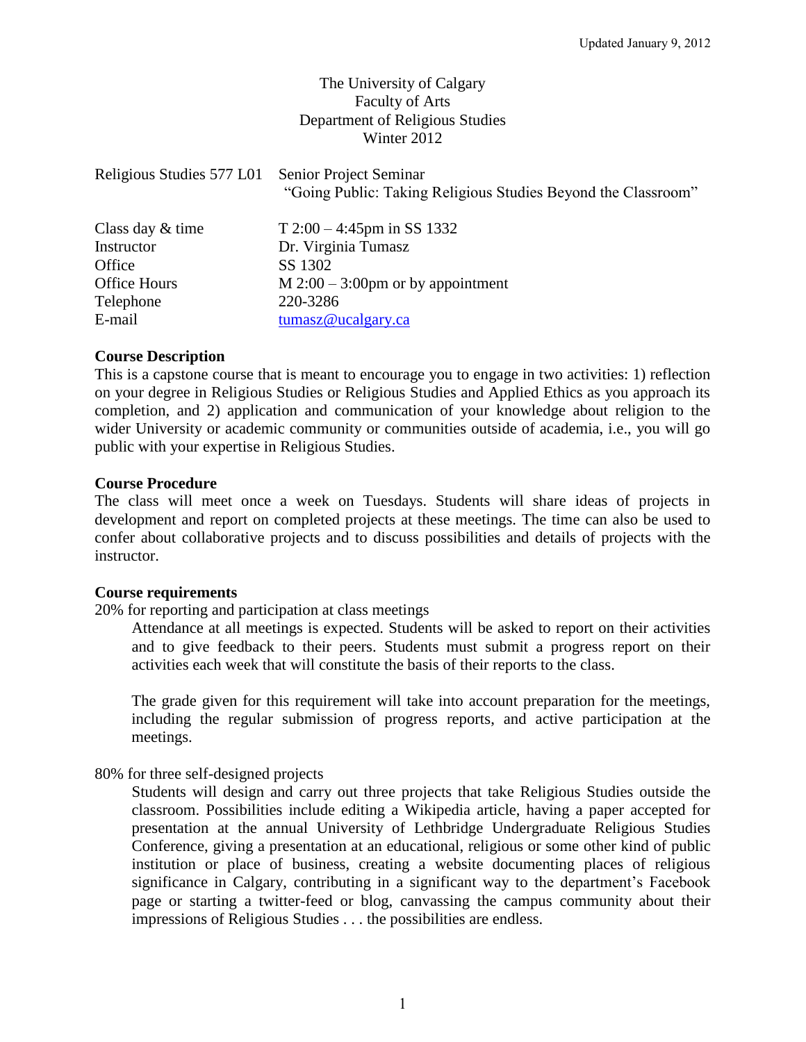Updated January 9, 2012

The University of Calgary
Faculty of Arts
Department of Religious Studies
Winter 2012

| | |
|---|---|
| Religious Studies 577 L01 | Senior Project Seminar<br>"Going Public: Taking Religious Studies Beyond the Classroom" |
| Class day & time | T 2:00 – 4:45pm in SS 1332 |
| Instructor | Dr. Virginia Tumasz |
| Office | SS 1302 |
| Office Hours | M 2:00 – 3:00pm or by appointment |
| Telephone | 220-3286 |
| E-mail | tumasz@ucalgary.ca |

**Course Description**

This is a capstone course that is meant to encourage you to engage in two activities: 1) reflection on your degree in Religious Studies or Religious Studies and Applied Ethics as you approach its completion, and 2) application and communication of your knowledge about religion to the wider University or academic community or communities outside of academia, i.e., you will go public with your expertise in Religious Studies.

**Course Procedure**

The class will meet once a week on Tuesdays. Students will share ideas of projects in development and report on completed projects at these meetings. The time can also be used to confer about collaborative projects and to discuss possibilities and details of projects with the instructor.

**Course requirements**

20% for reporting and participation at class meetings

Attendance at all meetings is expected. Students will be asked to report on their activities and to give feedback to their peers. Students must submit a progress report on their activities each week that will constitute the basis of their reports to the class.

The grade given for this requirement will take into account preparation for the meetings, including the regular submission of progress reports, and active participation at the meetings.

80% for three self-designed projects

Students will design and carry out three projects that take Religious Studies outside the classroom. Possibilities include editing a Wikipedia article, having a paper accepted for presentation at the annual University of Lethbridge Undergraduate Religious Studies Conference, giving a presentation at an educational, religious or some other kind of public institution or place of business, creating a website documenting places of religious significance in Calgary, contributing in a significant way to the department's Facebook page or starting a twitter-feed or blog, canvassing the campus community about their impressions of Religious Studies . . . the possibilities are endless.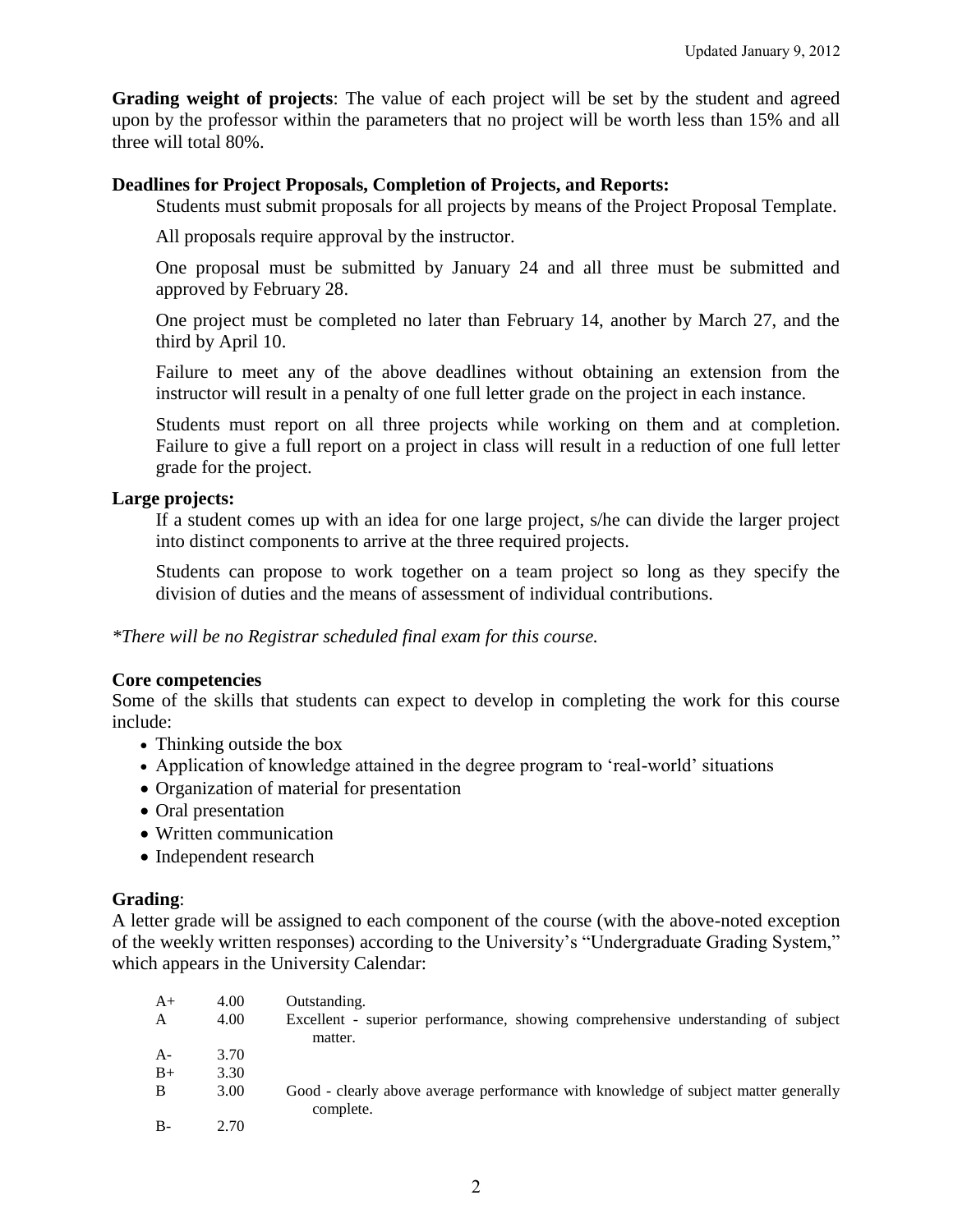**Grading weight of projects**: The value of each project will be set by the student and agreed upon by the professor within the parameters that no project will be worth less than 15% and all three will total 80%.

**Deadlines for Project Proposals, Completion of Projects, and Reports:**

Students must submit proposals for all projects by means of the Project Proposal Template.

All proposals require approval by the instructor.

One proposal must be submitted by January 24 and all three must be submitted and approved by February 28.

One project must be completed no later than February 14, another by March 27, and the third by April 10.

Failure to meet any of the above deadlines without obtaining an extension from the instructor will result in a penalty of one full letter grade on the project in each instance.

Students must report on all three projects while working on them and at completion. Failure to give a full report on a project in class will result in a reduction of one full letter grade for the project.

**Large projects:**

If a student comes up with an idea for one large project, s/he can divide the larger project into distinct components to arrive at the three required projects.

Students can propose to work together on a team project so long as they specify the division of duties and the means of assessment of individual contributions.

**There will be no Registrar scheduled final exam for this course.*

**Core competencies**

Some of the skills that students can expect to develop in completing the work for this course include:

- Thinking outside the box
- Application of knowledge attained in the degree program to 'real-world' situations
- Organization of material for presentation
- Oral presentation
- Written communication
- Independent research

**Grading**:

A letter grade will be assigned to each component of the course (with the above-noted exception of the weekly written responses) according to the University's "Undergraduate Grading System," which appears in the University Calendar:

| | | |
|---|---|---|
| A+ | 4.00 | Outstanding. |
| A | 4.00 | Excellent - superior performance, showing comprehensive understanding of subject matter. |
| A- | 3.70 | |
| B+ | 3.30 | |
| B | 3.00 | Good - clearly above average performance with knowledge of subject matter generally complete. |
| B- | 2.70 | |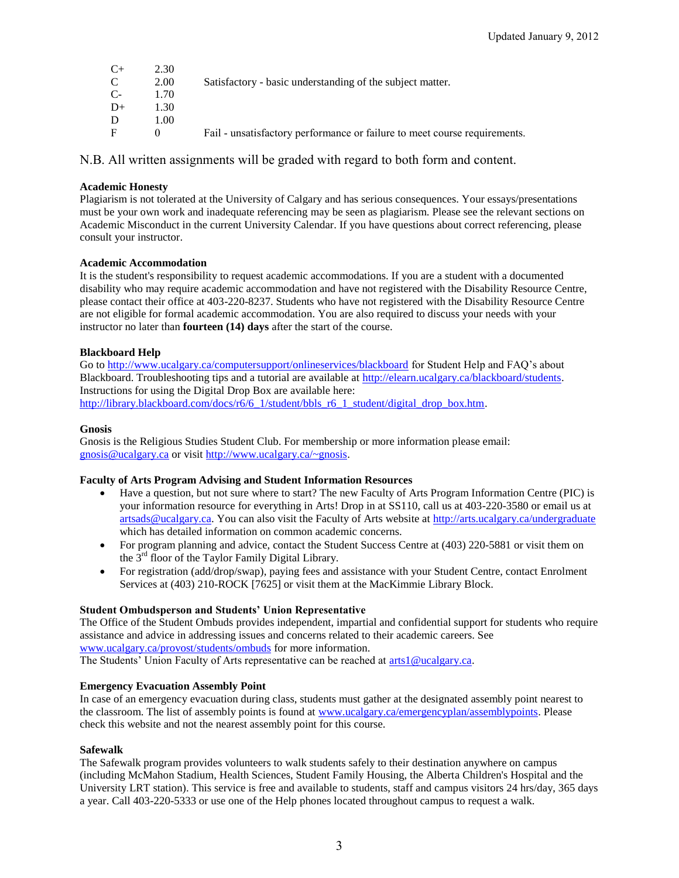| | | |
|---|---|---|
| C+ | 2.30 | |
| C | 2.00 | Satisfactory - basic understanding of the subject matter. |
| C- | 1.70 | |
| D+ | 1.30 | |
| D | 1.00 | |
| F | 0 | Fail - unsatisfactory performance or failure to meet course requirements. |

N.B. All written assignments will be graded with regard to both form and content.

**Academic Honesty**

Plagiarism is not tolerated at the University of Calgary and has serious consequences. Your essays/presentations must be your own work and inadequate referencing may be seen as plagiarism. Please see the relevant sections on Academic Misconduct in the current University Calendar. If you have questions about correct referencing, please consult your instructor.

**Academic Accommodation**

It is the student's responsibility to request academic accommodations. If you are a student with a documented disability who may require academic accommodation and have not registered with the Disability Resource Centre, please contact their office at 403-220-8237. Students who have not registered with the Disability Resource Centre are not eligible for formal academic accommodation. You are also required to discuss your needs with your instructor no later than **fourteen (14) days** after the start of the course.

**Blackboard Help**

Go to http://www.ucalgary.ca/computersupport/onlineservices/blackboard for Student Help and FAQ's about Blackboard. Troubleshooting tips and a tutorial are available at http://elearn.ucalgary.ca/blackboard/students. Instructions for using the Digital Drop Box are available here: http://library.blackboard.com/docs/r6/6_1/student/bbls_r6_1_student/digital_drop_box.htm.

**Gnosis**

Gnosis is the Religious Studies Student Club. For membership or more information please email: gnosis@ucalgary.ca or visit http://www.ucalgary.ca/~gnosis.

**Faculty of Arts Program Advising and Student Information Resources**

- Have a question, but not sure where to start? The new Faculty of Arts Program Information Centre (PIC) is your information resource for everything in Arts! Drop in at SS110, call us at 403-220-3580 or email us at artsads@ucalgary.ca. You can also visit the Faculty of Arts website at http://arts.ucalgary.ca/undergraduate which has detailed information on common academic concerns.
- For program planning and advice, contact the Student Success Centre at (403) 220-5881 or visit them on the 3rd floor of the Taylor Family Digital Library.
- For registration (add/drop/swap), paying fees and assistance with your Student Centre, contact Enrolment Services at (403) 210-ROCK [7625] or visit them at the MacKimmie Library Block.

**Student Ombudsperson and Students' Union Representative**

The Office of the Student Ombuds provides independent, impartial and confidential support for students who require assistance and advice in addressing issues and concerns related to their academic careers. See www.ucalgary.ca/provost/students/ombuds for more information.

The Students' Union Faculty of Arts representative can be reached at arts1@ucalgary.ca.

**Emergency Evacuation Assembly Point**

In case of an emergency evacuation during class, students must gather at the designated assembly point nearest to the classroom. The list of assembly points is found at www.ucalgary.ca/emergencyplan/assemblypoints. Please check this website and not the nearest assembly point for this course.

**Safewalk**

The Safewalk program provides volunteers to walk students safely to their destination anywhere on campus (including McMahon Stadium, Health Sciences, Student Family Housing, the Alberta Children's Hospital and the University LRT station). This service is free and available to students, staff and campus visitors 24 hrs/day, 365 days a year. Call 403-220-5333 or use one of the Help phones located throughout campus to request a walk.